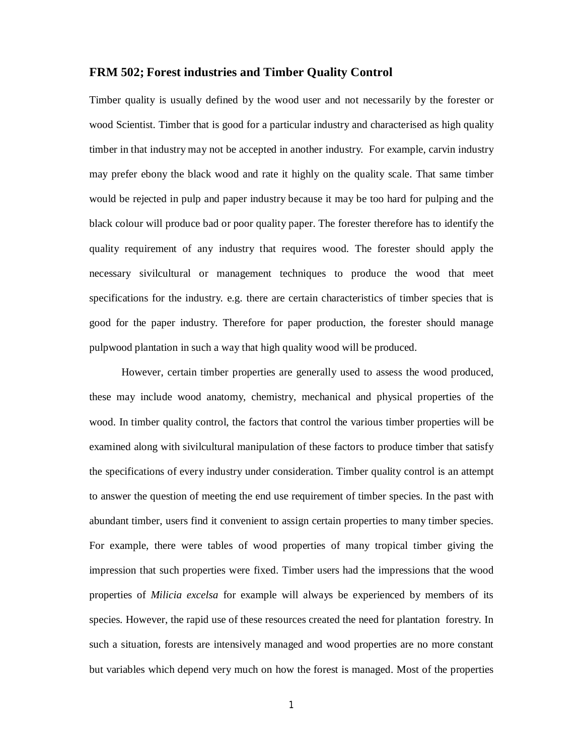# FRM 502; Forest industries and Timber Quality Control

Timber quality is usually defined by the wood user and not necessarily by the forester or wood Scientist. Timber that is good for a particular industry and characterised as high quality timber in that industry may not be accepted in another industry. For example, carvin industry may prefer ebony the black wood and rate it highly on the quality scale. That same timber would be rejected in pulp and paper industry because it may be too hard for pulping and the black colour will produce bad or poor quality paper. The forester therefore has to identify the quality requirement of any industry that requires wood. The forester should apply the necessary sivilcultural or management techniques to produce the wood that meet specifications for the industry. e.g. there are certain characteristics of timber species that is good for the paper industry. Therefore for paper production, the forester should manage pulpwood plantation in such a way that high quality wood will be produced.

However, certain timber properties are generally used to assess the wood produced, these may include wood anatomy, chemistry, mechanical and physical properties of the wood. In timber quality control, the factors that control the various timber properties will be examined along with sivilcultural manipulation of these factors to produce timber that satisfy the specifications of every industry under consideration. Timber quality control is an attempt to answer the question of meeting the end use requirement of timber species. In the past with abundant timber, users find it convenient to assign certain properties to many timber species. For example, there were tables of wood properties of many tropical timber giving the impression that such properties were fixed. Timber users had the impressions that the wood properties of *Milicia excelsa* for example will always be experienced by members of its species. However, the rapid use of these resources created the need for plantation forestry. In such a situation, forests are intensively managed and wood properties are no more constant but variables which depend very much on how the forest is managed. Most of the properties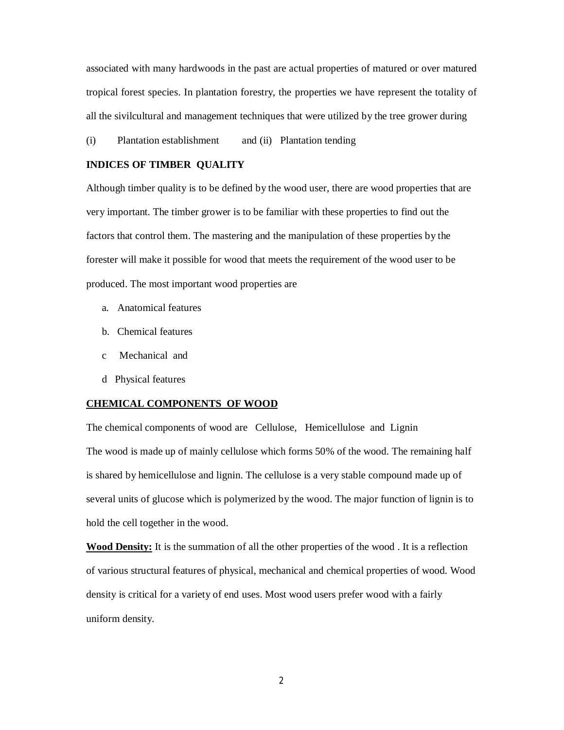associated with many hardwoods in the past are actual properties of matured or over matured tropical forest species. In plantation forestry, the properties we have represent the totality of all the sivilcultural and management techniques that were utilized by the tree grower during

(i) Plantation establishment and (ii) Plantation tending

**INDICES OF TIMBER QUALITY**

Although timber quality is to be defined by the wood user, there are wood properties that are very important. The timber grower is to be familiar with these properties to find out the factors that control them. The mastering and the manipulation of these properties by the forester will make it possible for wood that meets the requirement of the wood user to be produced. The most important wood properties are

a. Anatomical features
b. Chemical features
c Mechanical and
d Physical features

**<u>CHEMICAL COMPONENTS OF WOOD</u>**

The chemical components of wood are Cellulose, Hemicellulose and Lignin

The wood is made up of mainly cellulose which forms 50% of the wood. The remaining half is shared by hemicellulose and lignin. The cellulose is a very stable compound made up of several units of glucose which is polymerized by the wood. The major function of lignin is to hold the cell together in the wood.

**<u>Wood Density:</u>** It is the summation of all the other properties of the wood . It is a reflection of various structural features of physical, mechanical and chemical properties of wood. Wood density is critical for a variety of end uses. Most wood users prefer wood with a fairly uniform density.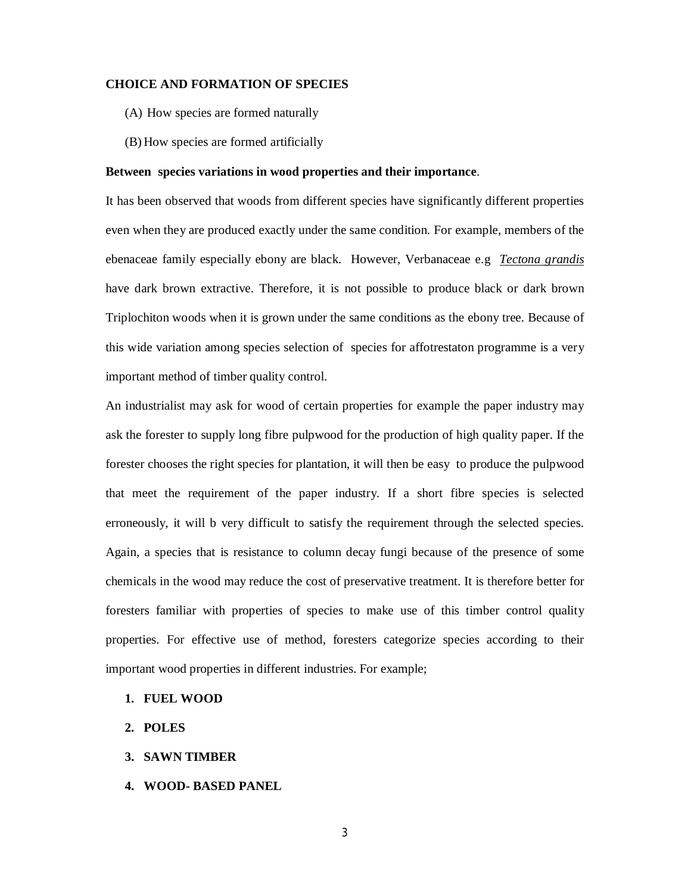**CHOICE AND FORMATION OF SPECIES**

(A) How species are formed naturally

(B) How species are formed artificially

**Between species variations in wood properties and their importance**.

It has been observed that woods from different species have significantly different properties even when they are produced exactly under the same condition. For example, members of the ebenaceae family especially ebony are black. However, Verbanaceae e.g *Tectona grandis* have dark brown extractive. Therefore, it is not possible to produce black or dark brown Triplochiton woods when it is grown under the same conditions as the ebony tree. Because of this wide variation among species selection of species for affotrestaton programme is a very important method of timber quality control.

An industrialist may ask for wood of certain properties for example the paper industry may ask the forester to supply long fibre pulpwood for the production of high quality paper. If the forester chooses the right species for plantation, it will then be easy to produce the pulpwood that meet the requirement of the paper industry. If a short fibre species is selected erroneously, it will b very difficult to satisfy the requirement through the selected species. Again, a species that is resistance to column decay fungi because of the presence of some chemicals in the wood may reduce the cost of preservative treatment. It is therefore better for foresters familiar with properties of species to make use of this timber control quality properties. For effective use of method, foresters categorize species according to their important wood properties in different industries. For example;

1. **FUEL WOOD**
2. **POLES**
3. **SAWN TIMBER**
4. **WOOD- BASED PANEL**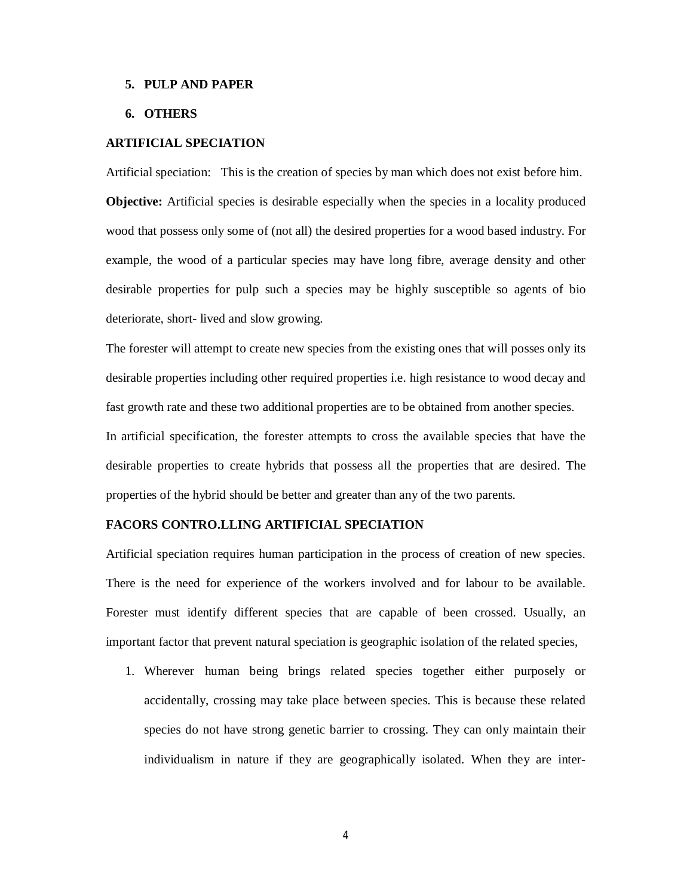5. **PULP AND PAPER**
6. **OTHERS**

**ARTIFICIAL SPECIATION**

Artificial speciation: This is the creation of species by man which does not exist before him.

**Objective:** Artificial species is desirable especially when the species in a locality produced wood that possess only some of (not all) the desired properties for a wood based industry. For example, the wood of a particular species may have long fibre, average density and other desirable properties for pulp such a species may be highly susceptible so agents of bio deteriorate, short- lived and slow growing.

The forester will attempt to create new species from the existing ones that will posses only its desirable properties including other required properties i.e. high resistance to wood decay and fast growth rate and these two additional properties are to be obtained from another species.

In artificial specification, the forester attempts to cross the available species that have the desirable properties to create hybrids that possess all the properties that are desired. The properties of the hybrid should be better and greater than any of the two parents.

**FACORS CONTRO.LLING ARTIFICIAL SPECIATION**

Artificial speciation requires human participation in the process of creation of new species. There is the need for experience of the workers involved and for labour to be available. Forester must identify different species that are capable of been crossed. Usually, an important factor that prevent natural speciation is geographic isolation of the related species,

1. Wherever human being brings related species together either purposely or accidentally, crossing may take place between species. This is because these related species do not have strong genetic barrier to crossing. They can only maintain their individualism in nature if they are geographically isolated. When they are inter-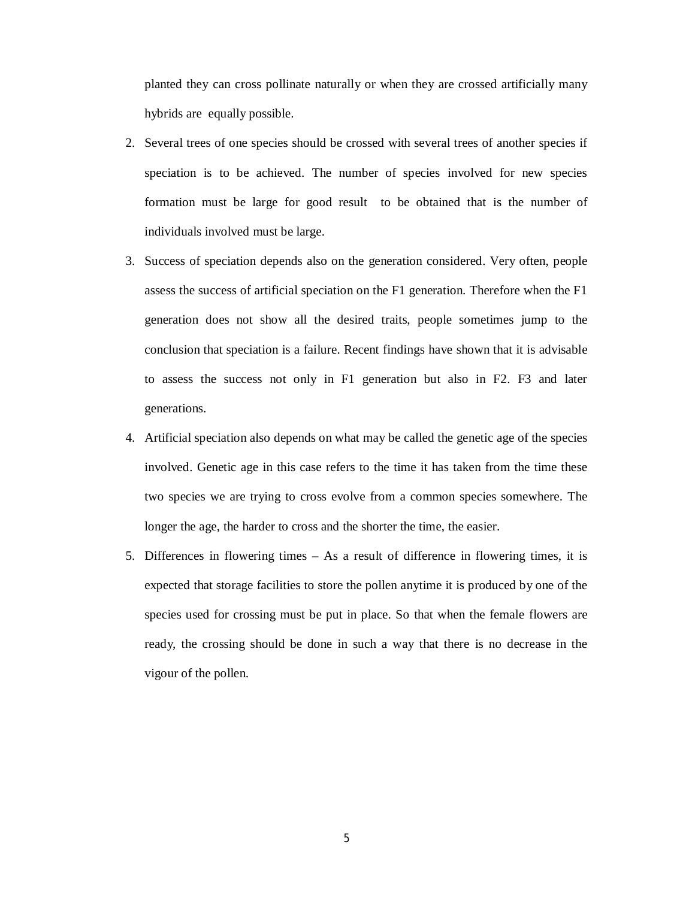planted they can cross pollinate naturally or when they are crossed artificially many hybrids are equally possible.

2. Several trees of one species should be crossed with several trees of another species if speciation is to be achieved. The number of species involved for new species formation must be large for good result to be obtained that is the number of individuals involved must be large.
3. Success of speciation depends also on the generation considered. Very often, people assess the success of artificial speciation on the F1 generation. Therefore when the F1 generation does not show all the desired traits, people sometimes jump to the conclusion that speciation is a failure. Recent findings have shown that it is advisable to assess the success not only in F1 generation but also in F2. F3 and later generations.
4. Artificial speciation also depends on what may be called the genetic age of the species involved. Genetic age in this case refers to the time it has taken from the time these two species we are trying to cross evolve from a common species somewhere. The longer the age, the harder to cross and the shorter the time, the easier.
5. Differences in flowering times – As a result of difference in flowering times, it is expected that storage facilities to store the pollen anytime it is produced by one of the species used for crossing must be put in place. So that when the female flowers are ready, the crossing should be done in such a way that there is no decrease in the vigour of the pollen.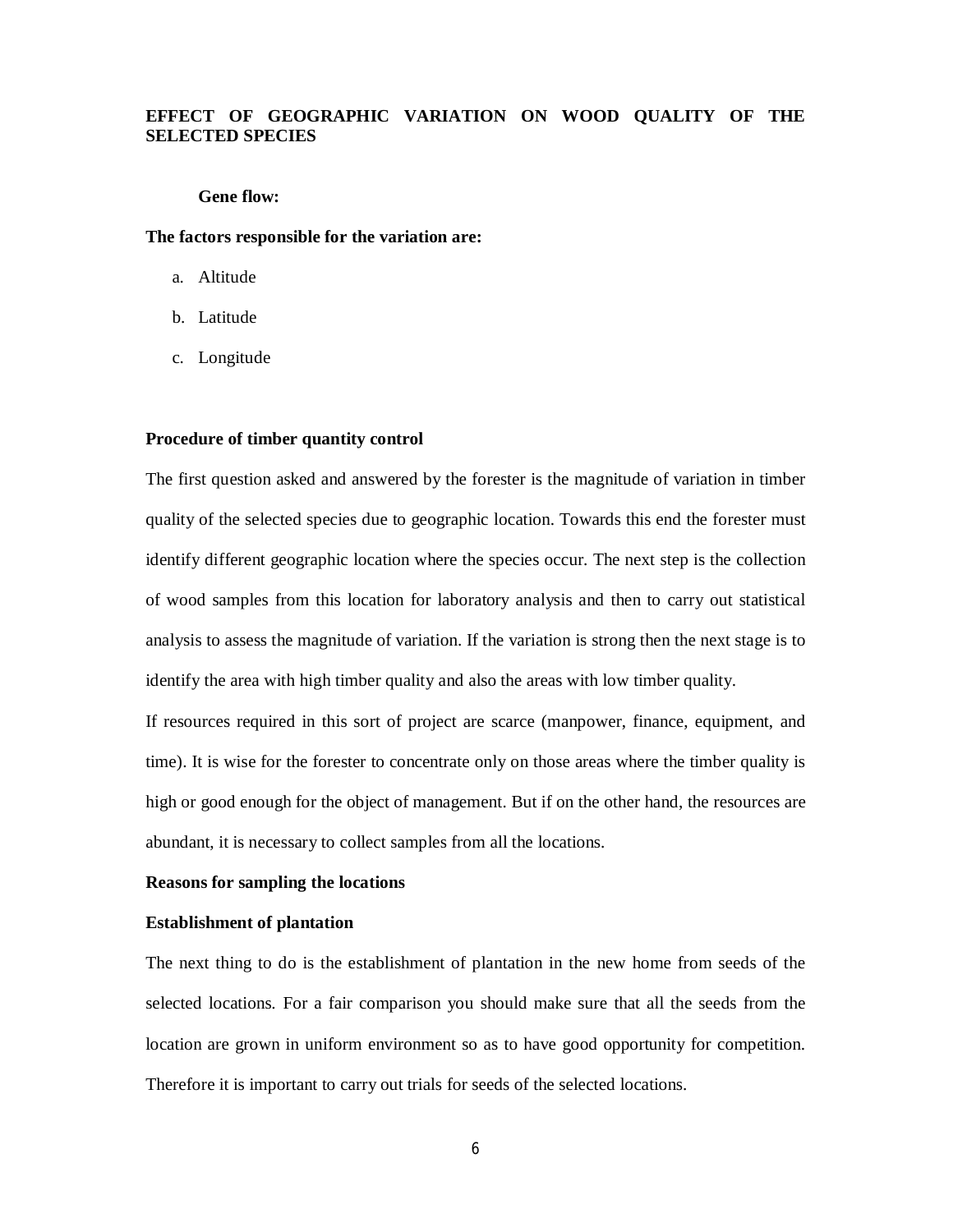## EFFECT OF GEOGRAPHIC VARIATION ON WOOD QUALITY OF THE SELECTED SPECIES

**Gene flow:**

**The factors responsible for the variation are:**

a. Altitude
b. Latitude
c. Longitude

**Procedure of timber quantity control**

The first question asked and answered by the forester is the magnitude of variation in timber quality of the selected species due to geographic location. Towards this end the forester must identify different geographic location where the species occur. The next step is the collection of wood samples from this location for laboratory analysis and then to carry out statistical analysis to assess the magnitude of variation. If the variation is strong then the next stage is to identify the area with high timber quality and also the areas with low timber quality.

If resources required in this sort of project are scarce (manpower, finance, equipment, and time). It is wise for the forester to concentrate only on those areas where the timber quality is high or good enough for the object of management. But if on the other hand, the resources are abundant, it is necessary to collect samples from all the locations.

**Reasons for sampling the locations**

**Establishment of plantation**

The next thing to do is the establishment of plantation in the new home from seeds of the selected locations. For a fair comparison you should make sure that all the seeds from the location are grown in uniform environment so as to have good opportunity for competition. Therefore it is important to carry out trials for seeds of the selected locations.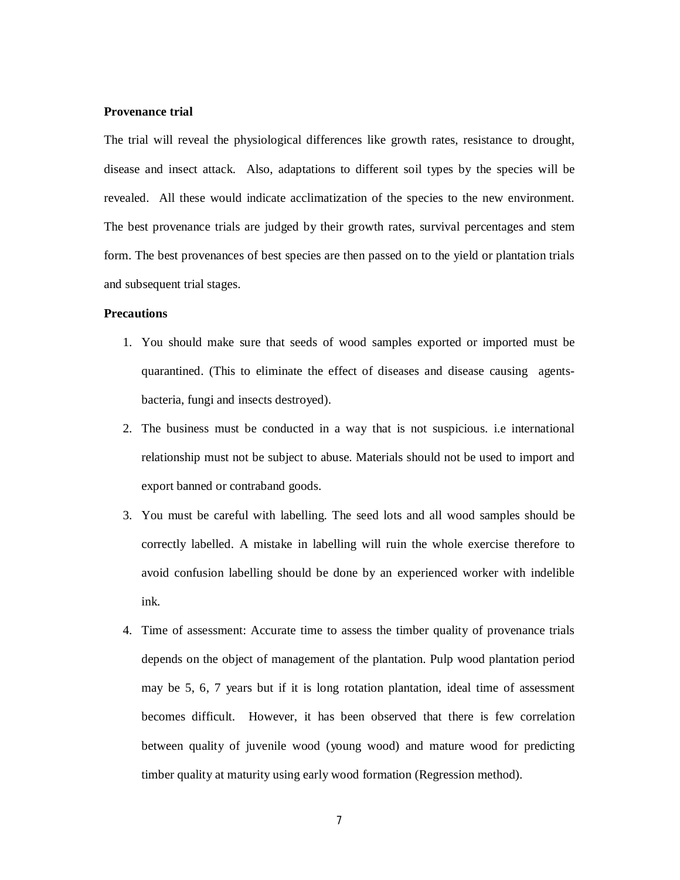**Provenance trial**

The trial will reveal the physiological differences like growth rates, resistance to drought, disease and insect attack. Also, adaptations to different soil types by the species will be revealed. All these would indicate acclimatization of the species to the new environment. The best provenance trials are judged by their growth rates, survival percentages and stem form. The best provenances of best species are then passed on to the yield or plantation trials and subsequent trial stages.

**Precautions**

1. You should make sure that seeds of wood samples exported or imported must be quarantined. (This to eliminate the effect of diseases and disease causing agents- bacteria, fungi and insects destroyed).
2. The business must be conducted in a way that is not suspicious. i.e international relationship must not be subject to abuse. Materials should not be used to import and export banned or contraband goods.
3. You must be careful with labelling. The seed lots and all wood samples should be correctly labelled. A mistake in labelling will ruin the whole exercise therefore to avoid confusion labelling should be done by an experienced worker with indelible ink.
4. Time of assessment: Accurate time to assess the timber quality of provenance trials depends on the object of management of the plantation. Pulp wood plantation period may be 5, 6, 7 years but if it is long rotation plantation, ideal time of assessment becomes difficult. However, it has been observed that there is few correlation between quality of juvenile wood (young wood) and mature wood for predicting timber quality at maturity using early wood formation (Regression method).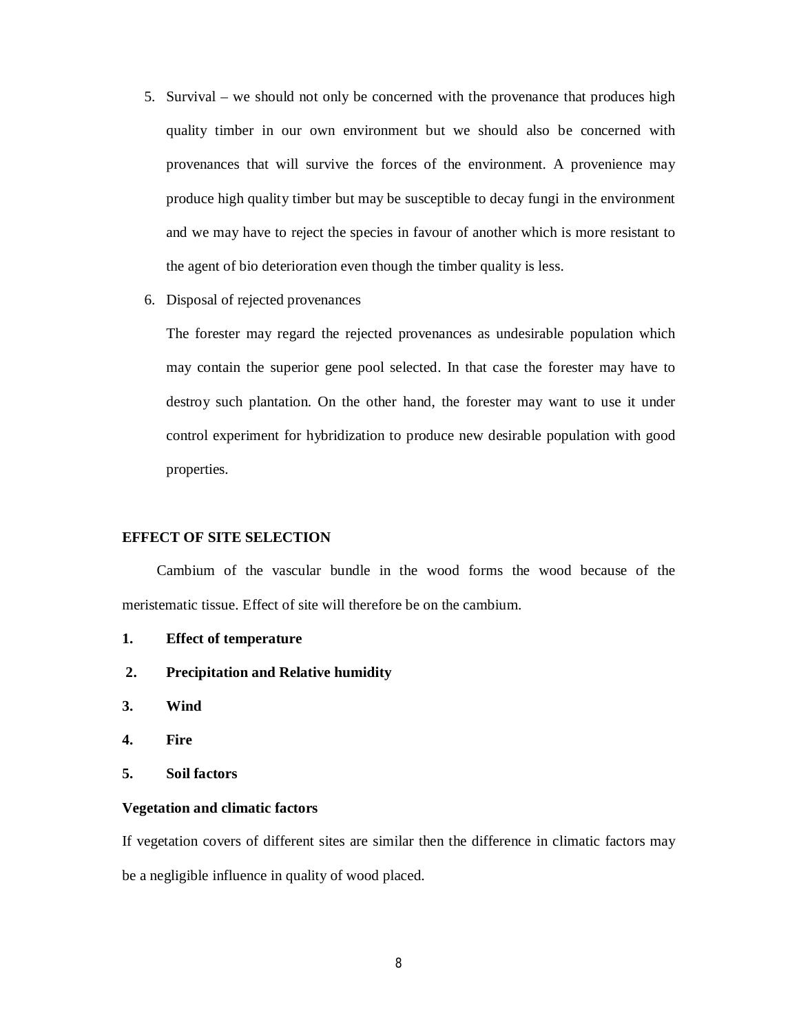5. Survival – we should not only be concerned with the provenance that produces high quality timber in our own environment but we should also be concerned with provenances that will survive the forces of the environment. A provenience may produce high quality timber but may be susceptible to decay fungi in the environment and we may have to reject the species in favour of another which is more resistant to the agent of bio deterioration even though the timber quality is less.

6. Disposal of rejected provenances

   The forester may regard the rejected provenances as undesirable population which may contain the superior gene pool selected. In that case the forester may have to destroy such plantation. On the other hand, the forester may want to use it under control experiment for hybridization to produce new desirable population with good properties.

**EFFECT OF SITE SELECTION**

Cambium of the vascular bundle in the wood forms the wood because of the meristematic tissue. Effect of site will therefore be on the cambium.

1. **Effect of temperature**
2. **Precipitation and Relative humidity**
3. **Wind**
4. **Fire**
5. **Soil factors**

**Vegetation and climatic factors**

If vegetation covers of different sites are similar then the difference in climatic factors may be a negligible influence in quality of wood placed.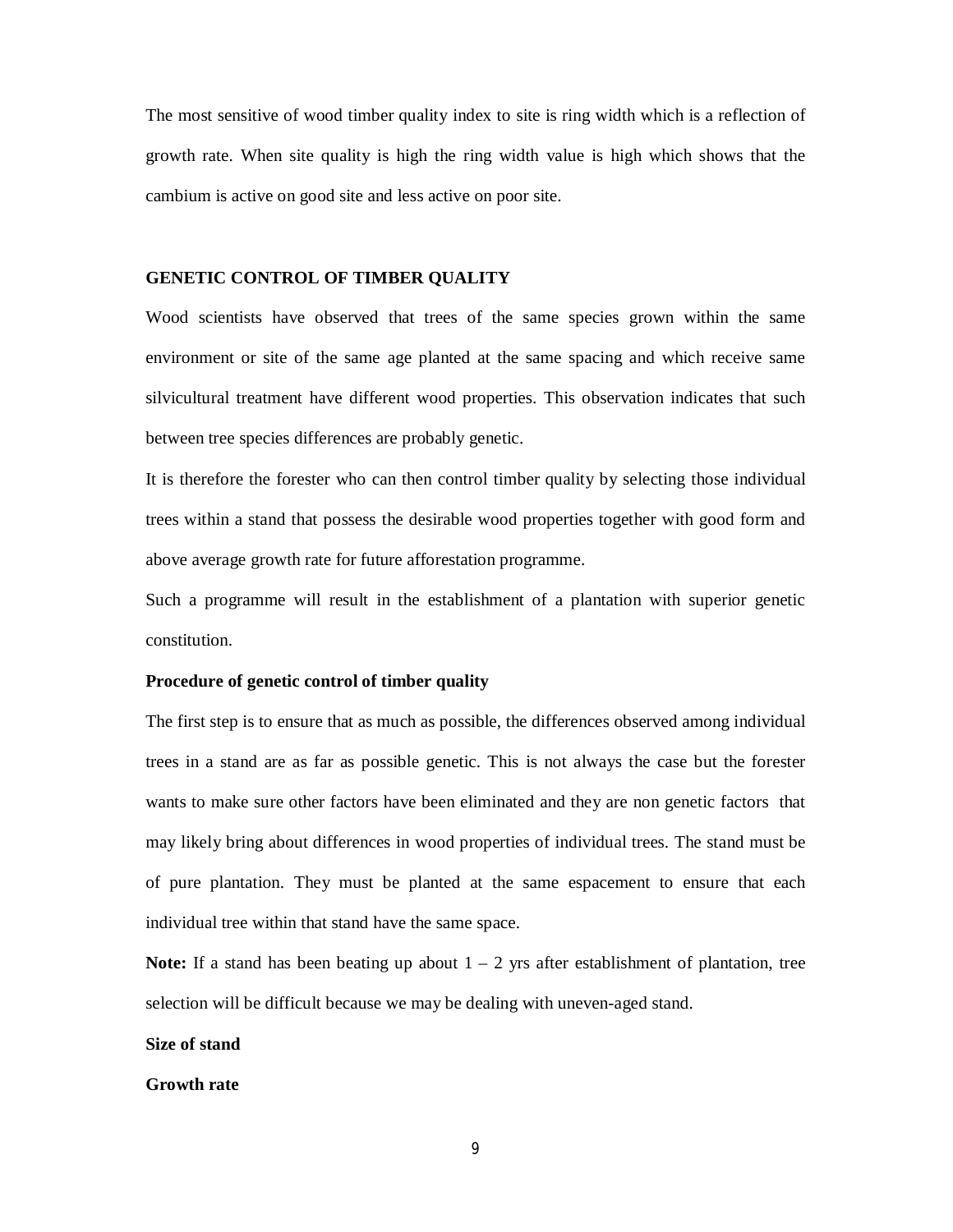The most sensitive of wood timber quality index to site is ring width which is a reflection of growth rate. When site quality is high the ring width value is high which shows that the cambium is active on good site and less active on poor site.

## GENETIC CONTROL OF TIMBER QUALITY

Wood scientists have observed that trees of the same species grown within the same environment or site of the same age planted at the same spacing and which receive same silvicultural treatment have different wood properties. This observation indicates that such between tree species differences are probably genetic.

It is therefore the forester who can then control timber quality by selecting those individual trees within a stand that possess the desirable wood properties together with good form and above average growth rate for future afforestation programme.

Such a programme will result in the establishment of a plantation with superior genetic constitution.

### Procedure of genetic control of timber quality

The first step is to ensure that as much as possible, the differences observed among individual trees in a stand are as far as possible genetic. This is not always the case but the forester wants to make sure other factors have been eliminated and they are non genetic factors that may likely bring about differences in wood properties of individual trees. The stand must be of pure plantation. They must be planted at the same espacement to ensure that each individual tree within that stand have the same space.

**Note:** If a stand has been beating up about 1 – 2 yrs after establishment of plantation, tree selection will be difficult because we may be dealing with uneven-aged stand.

**Size of stand**

**Growth rate**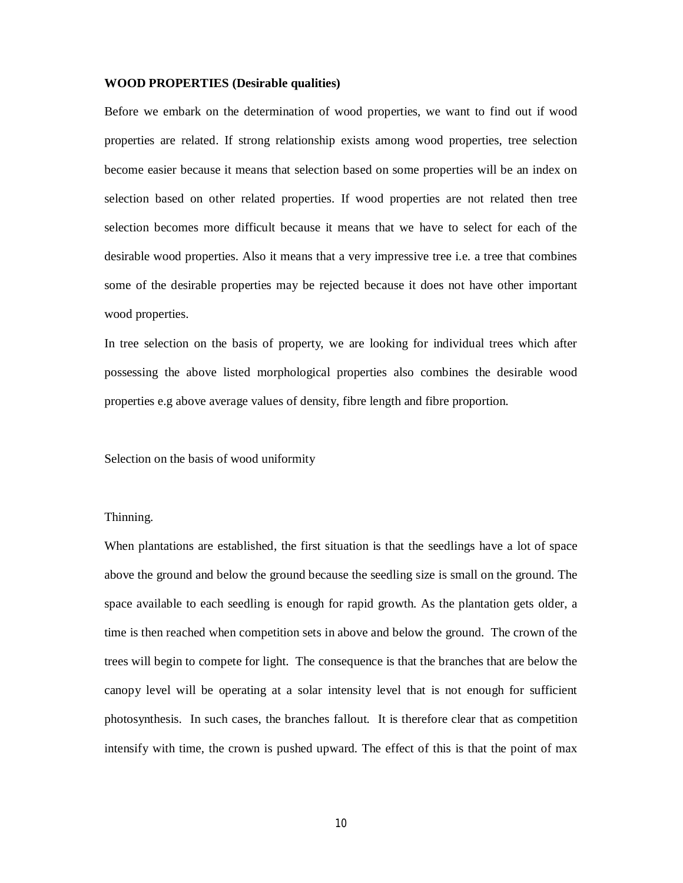**WOOD PROPERTIES (Desirable qualities)**

Before we embark on the determination of wood properties, we want to find out if wood properties are related. If strong relationship exists among wood properties, tree selection become easier because it means that selection based on some properties will be an index on selection based on other related properties. If wood properties are not related then tree selection becomes more difficult because it means that we have to select for each of the desirable wood properties. Also it means that a very impressive tree i.e. a tree that combines some of the desirable properties may be rejected because it does not have other important wood properties.

In tree selection on the basis of property, we are looking for individual trees which after possessing the above listed morphological properties also combines the desirable wood properties e.g above average values of density, fibre length and fibre proportion.

Selection on the basis of wood uniformity

Thinning.

When plantations are established, the first situation is that the seedlings have a lot of space above the ground and below the ground because the seedling size is small on the ground. The space available to each seedling is enough for rapid growth. As the plantation gets older, a time is then reached when competition sets in above and below the ground. The crown of the trees will begin to compete for light. The consequence is that the branches that are below the canopy level will be operating at a solar intensity level that is not enough for sufficient photosynthesis. In such cases, the branches fallout. It is therefore clear that as competition intensify with time, the crown is pushed upward. The effect of this is that the point of max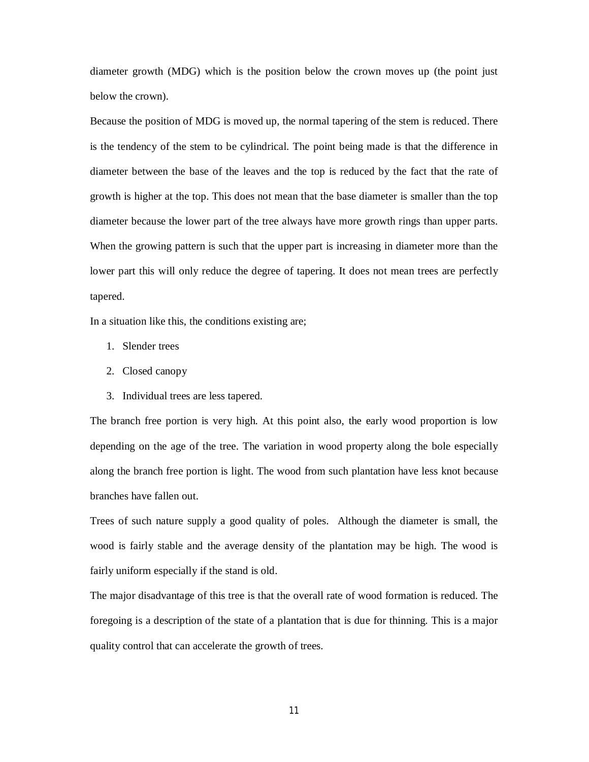diameter growth (MDG) which is the position below the crown moves up (the point just below the crown).

Because the position of MDG is moved up, the normal tapering of the stem is reduced. There is the tendency of the stem to be cylindrical. The point being made is that the difference in diameter between the base of the leaves and the top is reduced by the fact that the rate of growth is higher at the top. This does not mean that the base diameter is smaller than the top diameter because the lower part of the tree always have more growth rings than upper parts. When the growing pattern is such that the upper part is increasing in diameter more than the lower part this will only reduce the degree of tapering. It does not mean trees are perfectly tapered.

In a situation like this, the conditions existing are;

1. Slender trees
2. Closed canopy
3. Individual trees are less tapered.

The branch free portion is very high. At this point also, the early wood proportion is low depending on the age of the tree. The variation in wood property along the bole especially along the branch free portion is light. The wood from such plantation have less knot because branches have fallen out.

Trees of such nature supply a good quality of poles. Although the diameter is small, the wood is fairly stable and the average density of the plantation may be high. The wood is fairly uniform especially if the stand is old.

The major disadvantage of this tree is that the overall rate of wood formation is reduced. The foregoing is a description of the state of a plantation that is due for thinning. This is a major quality control that can accelerate the growth of trees.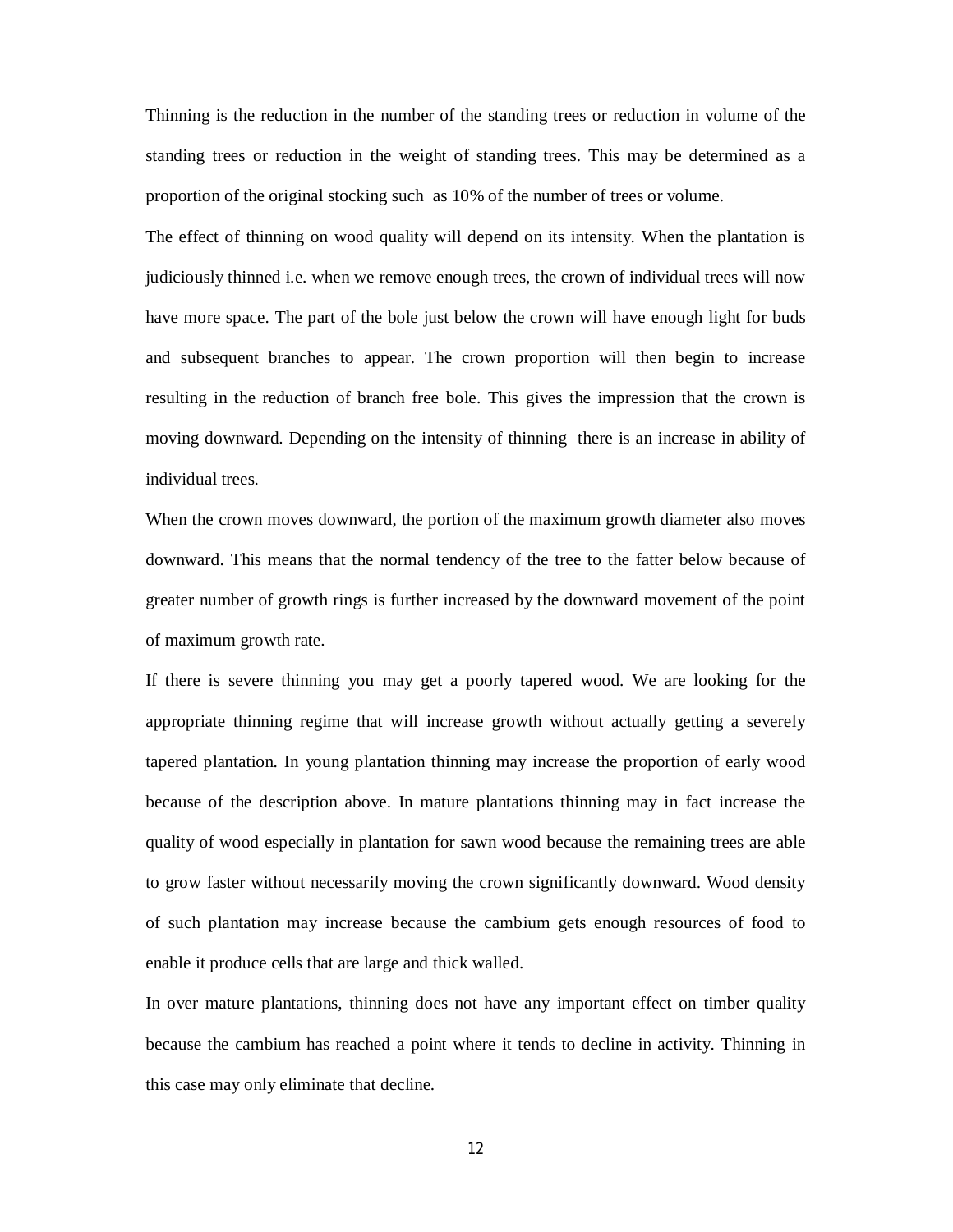Thinning is the reduction in the number of the standing trees or reduction in volume of the standing trees or reduction in the weight of standing trees. This may be determined as a proportion of the original stocking such as 10% of the number of trees or volume.

The effect of thinning on wood quality will depend on its intensity. When the plantation is judiciously thinned i.e. when we remove enough trees, the crown of individual trees will now have more space. The part of the bole just below the crown will have enough light for buds and subsequent branches to appear. The crown proportion will then begin to increase resulting in the reduction of branch free bole. This gives the impression that the crown is moving downward. Depending on the intensity of thinning there is an increase in ability of individual trees.

When the crown moves downward, the portion of the maximum growth diameter also moves downward. This means that the normal tendency of the tree to the fatter below because of greater number of growth rings is further increased by the downward movement of the point of maximum growth rate.

If there is severe thinning you may get a poorly tapered wood. We are looking for the appropriate thinning regime that will increase growth without actually getting a severely tapered plantation. In young plantation thinning may increase the proportion of early wood because of the description above. In mature plantations thinning may in fact increase the quality of wood especially in plantation for sawn wood because the remaining trees are able to grow faster without necessarily moving the crown significantly downward. Wood density of such plantation may increase because the cambium gets enough resources of food to enable it produce cells that are large and thick walled.

In over mature plantations, thinning does not have any important effect on timber quality because the cambium has reached a point where it tends to decline in activity. Thinning in this case may only eliminate that decline.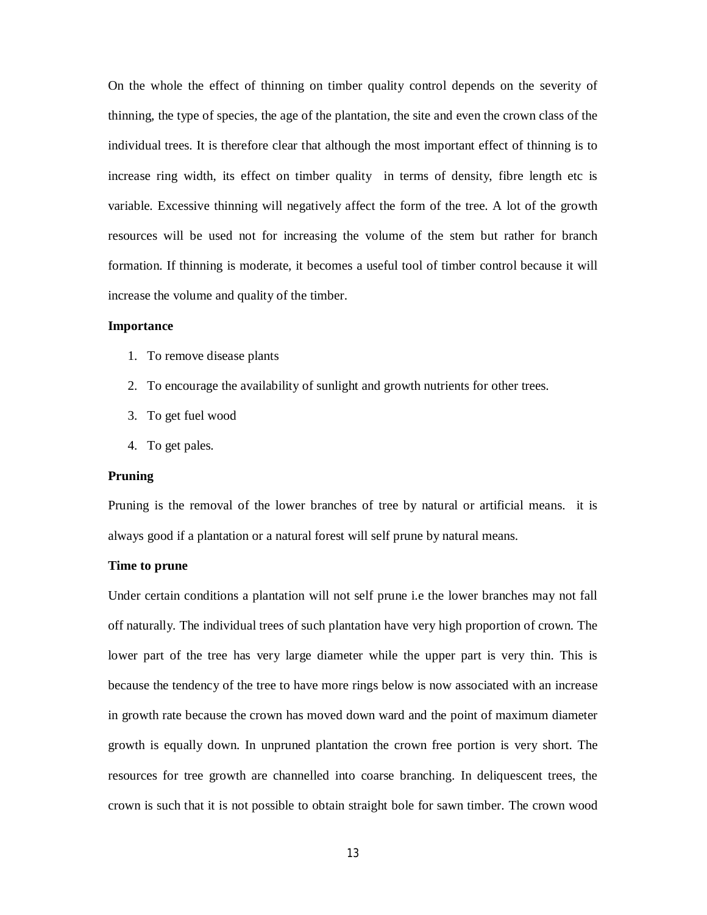On the whole the effect of thinning on timber quality control depends on the severity of thinning, the type of species, the age of the plantation, the site and even the crown class of the individual trees. It is therefore clear that although the most important effect of thinning is to increase ring width, its effect on timber quality in terms of density, fibre length etc is variable. Excessive thinning will negatively affect the form of the tree. A lot of the growth resources will be used not for increasing the volume of the stem but rather for branch formation. If thinning is moderate, it becomes a useful tool of timber control because it will increase the volume and quality of the timber.

**Importance**

1. To remove disease plants
2. To encourage the availability of sunlight and growth nutrients for other trees.
3. To get fuel wood
4. To get pales.

**Pruning**

Pruning is the removal of the lower branches of tree by natural or artificial means. it is always good if a plantation or a natural forest will self prune by natural means.

**Time to prune**

Under certain conditions a plantation will not self prune i.e the lower branches may not fall off naturally. The individual trees of such plantation have very high proportion of crown. The lower part of the tree has very large diameter while the upper part is very thin. This is because the tendency of the tree to have more rings below is now associated with an increase in growth rate because the crown has moved down ward and the point of maximum diameter growth is equally down. In unpruned plantation the crown free portion is very short. The resources for tree growth are channelled into coarse branching. In deliquescent trees, the crown is such that it is not possible to obtain straight bole for sawn timber. The crown wood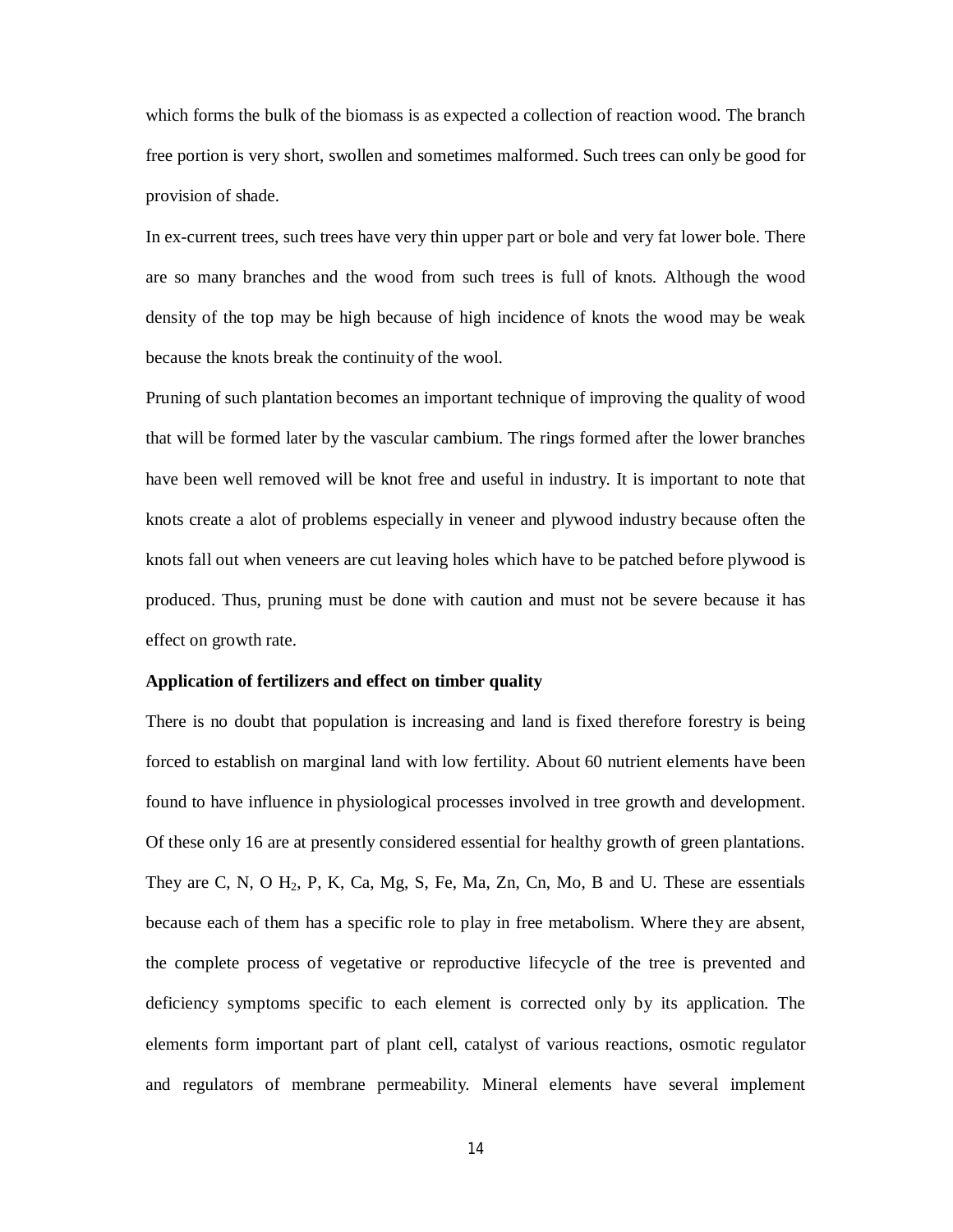which forms the bulk of the biomass is as expected a collection of reaction wood. The branch free portion is very short, swollen and sometimes malformed. Such trees can only be good for provision of shade.

In ex-current trees, such trees have very thin upper part or bole and very fat lower bole. There are so many branches and the wood from such trees is full of knots. Although the wood density of the top may be high because of high incidence of knots the wood may be weak because the knots break the continuity of the wool.

Pruning of such plantation becomes an important technique of improving the quality of wood that will be formed later by the vascular cambium. The rings formed after the lower branches have been well removed will be knot free and useful in industry. It is important to note that knots create a alot of problems especially in veneer and plywood industry because often the knots fall out when veneers are cut leaving holes which have to be patched before plywood is produced. Thus, pruning must be done with caution and must not be severe because it has effect on growth rate.

**Application of fertilizers and effect on timber quality**

There is no doubt that population is increasing and land is fixed therefore forestry is being forced to establish on marginal land with low fertility. About 60 nutrient elements have been found to have influence in physiological processes involved in tree growth and development. Of these only 16 are at presently considered essential for healthy growth of green plantations. They are C, N, O $H_2$, P, K, Ca, Mg, S, Fe, Ma, Zn, Cn, Mo, B and U. These are essentials because each of them has a specific role to play in free metabolism. Where they are absent, the complete process of vegetative or reproductive lifecycle of the tree is prevented and deficiency symptoms specific to each element is corrected only by its application. The elements form important part of plant cell, catalyst of various reactions, osmotic regulator and regulators of membrane permeability. Mineral elements have several implement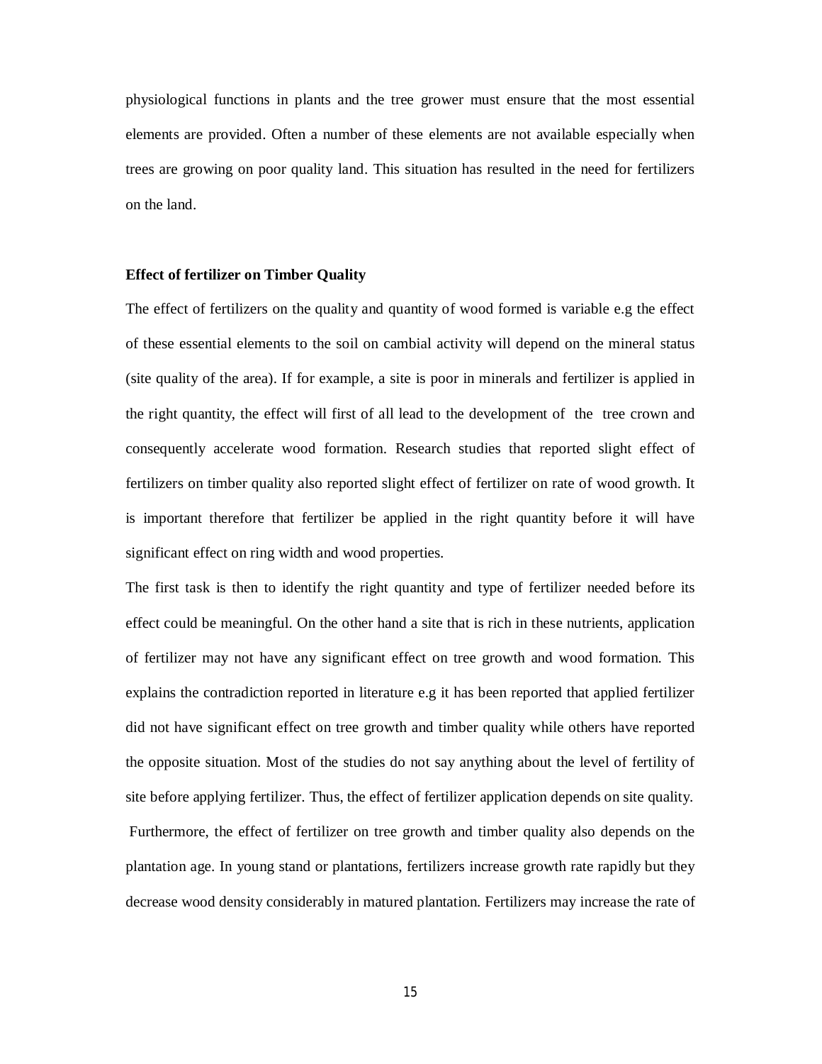physiological functions in plants and the tree grower must ensure that the most essential elements are provided. Often a number of these elements are not available especially when trees are growing on poor quality land. This situation has resulted in the need for fertilizers on the land.

**Effect of fertilizer on Timber Quality**

The effect of fertilizers on the quality and quantity of wood formed is variable e.g the effect of these essential elements to the soil on cambial activity will depend on the mineral status (site quality of the area). If for example, a site is poor in minerals and fertilizer is applied in the right quantity, the effect will first of all lead to the development of the tree crown and consequently accelerate wood formation. Research studies that reported slight effect of fertilizers on timber quality also reported slight effect of fertilizer on rate of wood growth. It is important therefore that fertilizer be applied in the right quantity before it will have significant effect on ring width and wood properties.

The first task is then to identify the right quantity and type of fertilizer needed before its effect could be meaningful. On the other hand a site that is rich in these nutrients, application of fertilizer may not have any significant effect on tree growth and wood formation. This explains the contradiction reported in literature e.g it has been reported that applied fertilizer did not have significant effect on tree growth and timber quality while others have reported the opposite situation. Most of the studies do not say anything about the level of fertility of site before applying fertilizer. Thus, the effect of fertilizer application depends on site quality.

Furthermore, the effect of fertilizer on tree growth and timber quality also depends on the plantation age. In young stand or plantations, fertilizers increase growth rate rapidly but they decrease wood density considerably in matured plantation. Fertilizers may increase the rate of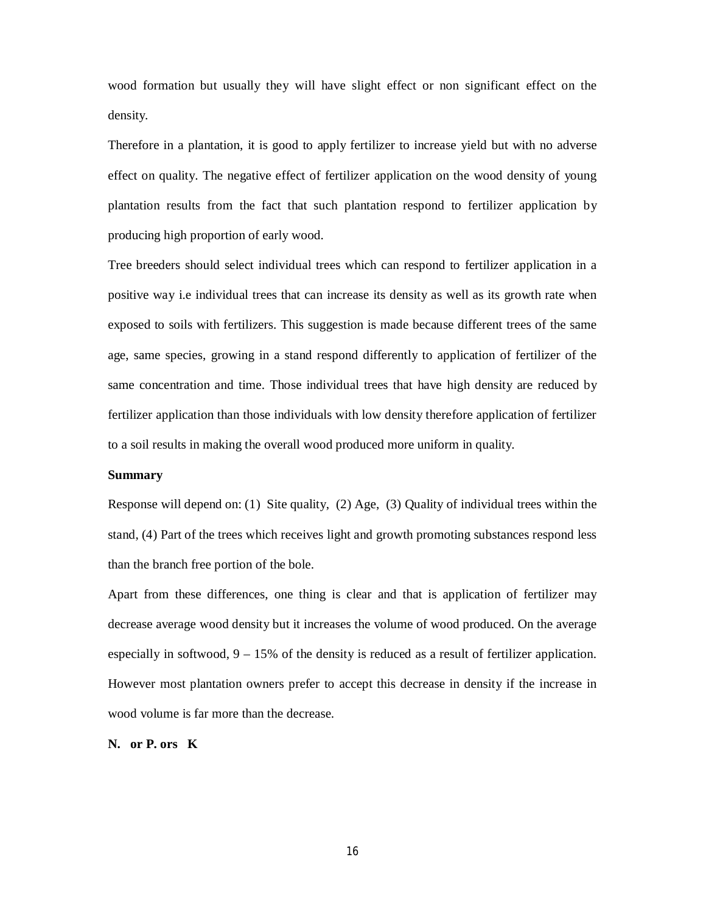wood formation but usually they will have slight effect or non significant effect on the density.

Therefore in a plantation, it is good to apply fertilizer to increase yield but with no adverse effect on quality. The negative effect of fertilizer application on the wood density of young plantation results from the fact that such plantation respond to fertilizer application by producing high proportion of early wood.

Tree breeders should select individual trees which can respond to fertilizer application in a positive way i.e individual trees that can increase its density as well as its growth rate when exposed to soils with fertilizers. This suggestion is made because different trees of the same age, same species, growing in a stand respond differently to application of fertilizer of the same concentration and time. Those individual trees that have high density are reduced by fertilizer application than those individuals with low density therefore application of fertilizer to a soil results in making the overall wood produced more uniform in quality.

**Summary**

Response will depend on: (1) Site quality, (2) Age, (3) Quality of individual trees within the stand, (4) Part of the trees which receives light and growth promoting substances respond less than the branch free portion of the bole.

Apart from these differences, one thing is clear and that is application of fertilizer may decrease average wood density but it increases the volume of wood produced. On the average especially in softwood, 9 – 15% of the density is reduced as a result of fertilizer application. However most plantation owners prefer to accept this decrease in density if the increase in wood volume is far more than the decrease.

**N. or P. ors K**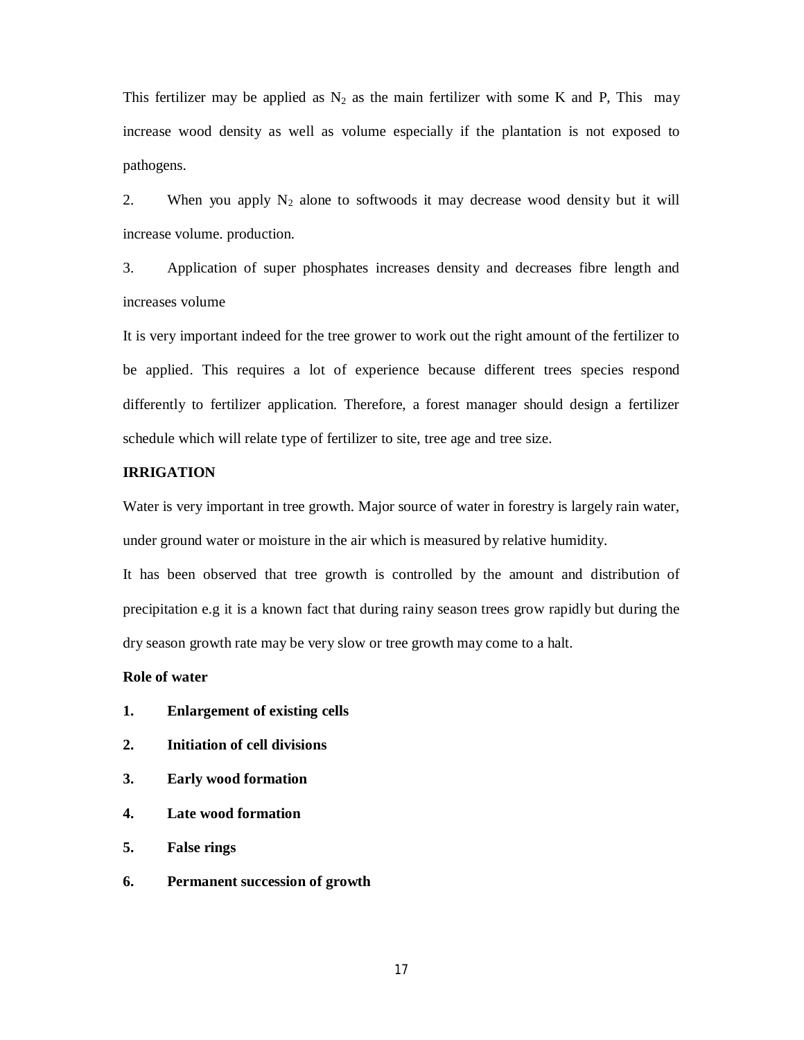This fertilizer may be applied as $N_2$ as the main fertilizer with some K and P, This may increase wood density as well as volume especially if the plantation is not exposed to pathogens.

2. When you apply $N_2$ alone to softwoods it may decrease wood density but it will increase volume. production.

3. Application of super phosphates increases density and decreases fibre length and increases volume

It is very important indeed for the tree grower to work out the right amount of the fertilizer to be applied. This requires a lot of experience because different trees species respond differently to fertilizer application. Therefore, a forest manager should design a fertilizer schedule which will relate type of fertilizer to site, tree age and tree size.

## IRRIGATION

Water is very important in tree growth. Major source of water in forestry is largely rain water, under ground water or moisture in the air which is measured by relative humidity.

It has been observed that tree growth is controlled by the amount and distribution of precipitation e.g it is a known fact that during rainy season trees grow rapidly but during the dry season growth rate may be very slow or tree growth may come to a halt.

### Role of water

1. **Enlargement of existing cells**
2. **Initiation of cell divisions**
3. **Early wood formation**
4. **Late wood formation**
5. **False rings**
6. **Permanent succession of growth**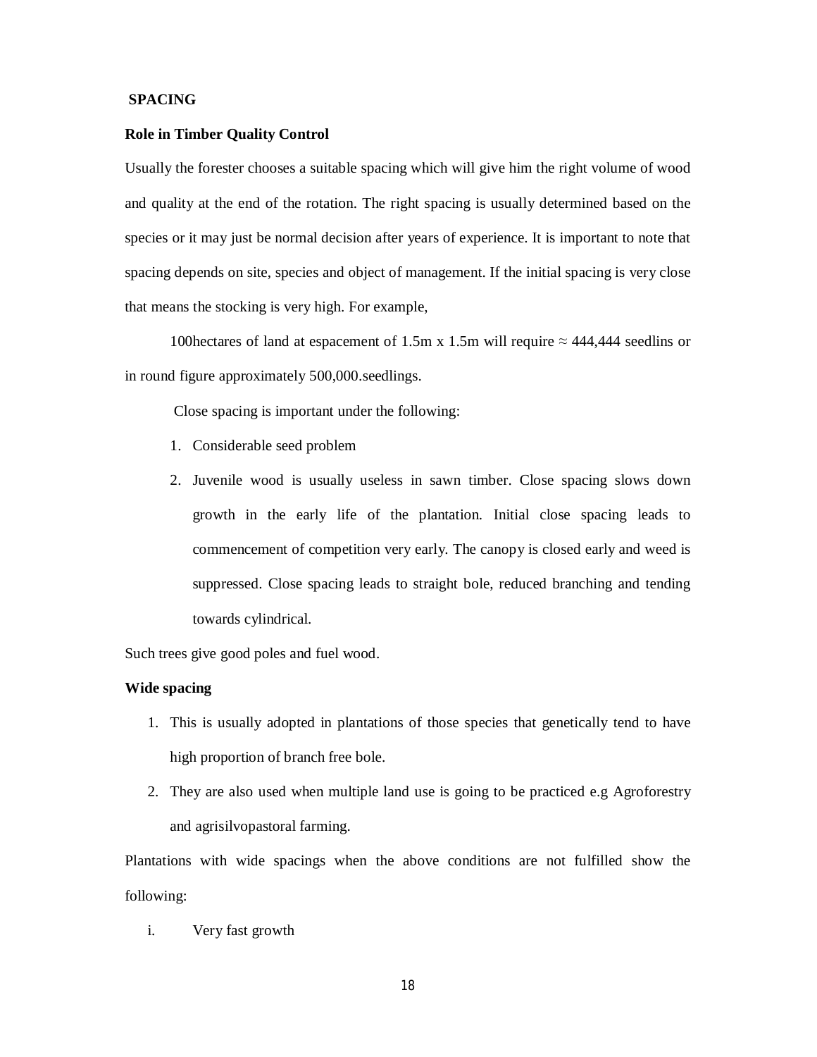**SPACING**

**Role in Timber Quality Control**

Usually the forester chooses a suitable spacing which will give him the right volume of wood and quality at the end of the rotation. The right spacing is usually determined based on the species or it may just be normal decision after years of experience. It is important to note that spacing depends on site, species and object of management. If the initial spacing is very close that means the stocking is very high. For example,

100hectares of land at espacement of 1.5m x 1.5m will require ≈ 444,444 seedlins or in round figure approximately 500,000.seedlings.

Close spacing is important under the following:

1. Considerable seed problem
2. Juvenile wood is usually useless in sawn timber. Close spacing slows down growth in the early life of the plantation. Initial close spacing leads to commencement of competition very early. The canopy is closed early and weed is suppressed. Close spacing leads to straight bole, reduced branching and tending towards cylindrical.

Such trees give good poles and fuel wood.

**Wide spacing**

1. This is usually adopted in plantations of those species that genetically tend to have high proportion of branch free bole.
2. They are also used when multiple land use is going to be practiced e.g Agroforestry and agrisilvopastoral farming.

Plantations with wide spacings when the above conditions are not fulfilled show the following:

i. Very fast growth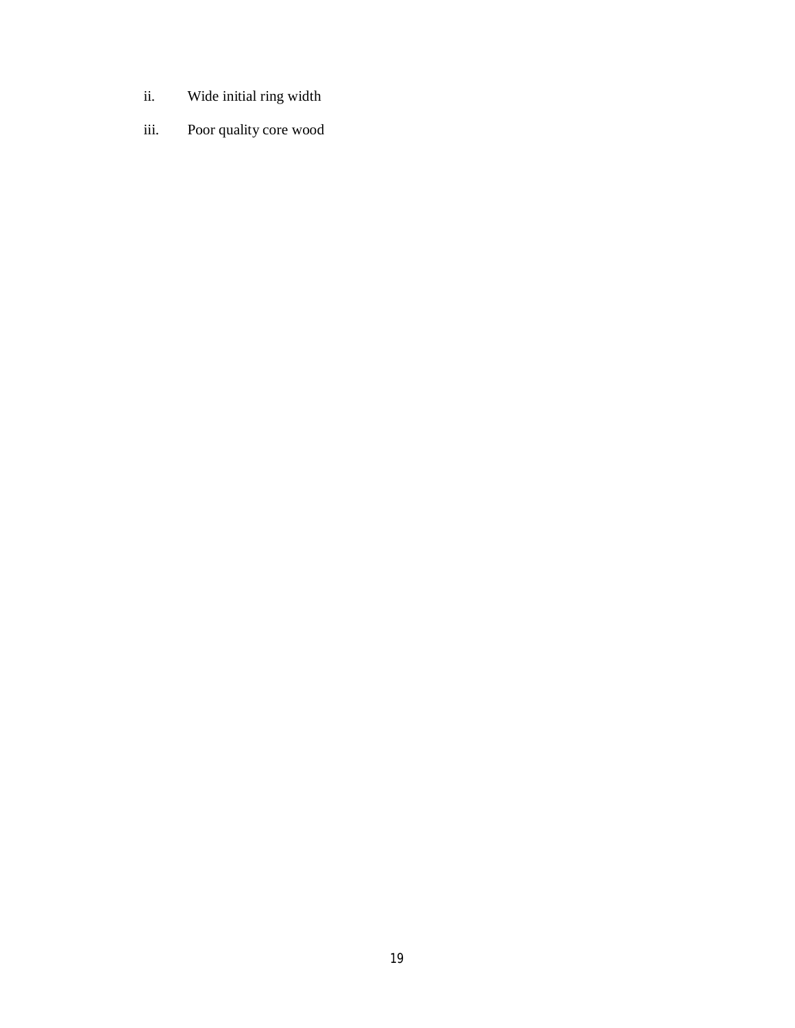ii. Wide initial ring width

iii. Poor quality core wood